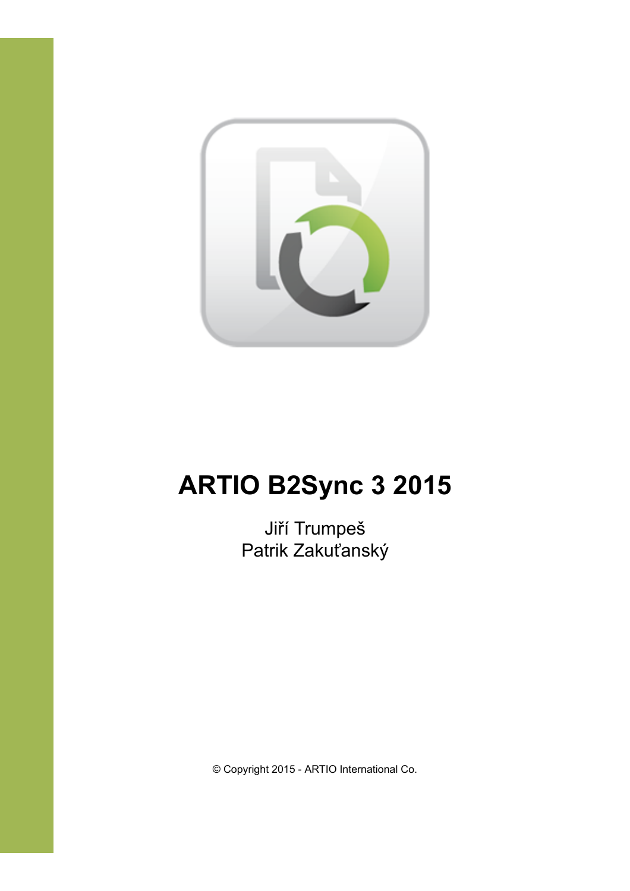# ARTIO B2Sync 3 2015

Jiří Trumpeš
Patrik Zakuťanský

© Copyright 2015 - ARTIO International Co.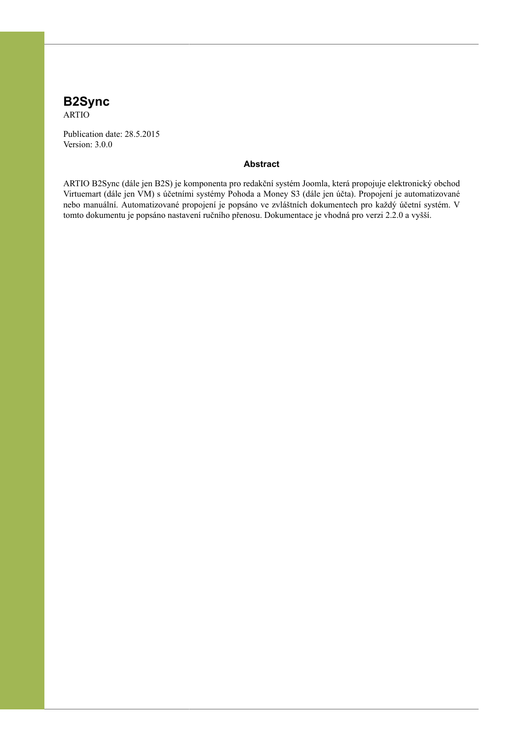# B2Sync

ARTIO

Publication date: 28.5.2015
Version: 3.0.0

### Abstract

ARTIO B2Sync (dále jen B2S) je komponenta pro redakční systém Joomla, která propojuje elektronický obchod Virtuemart (dále jen VM) s účetními systémy Pohoda a Money S3 (dále jen účta). Propojení je automatizované nebo manuální. Automatizované propojení je popsáno ve zvláštních dokumentech pro každý účetní systém. V tomto dokumentu je popsáno nastavení ručního přenosu. Dokumentace je vhodná pro verzi 2.2.0 a vyšší.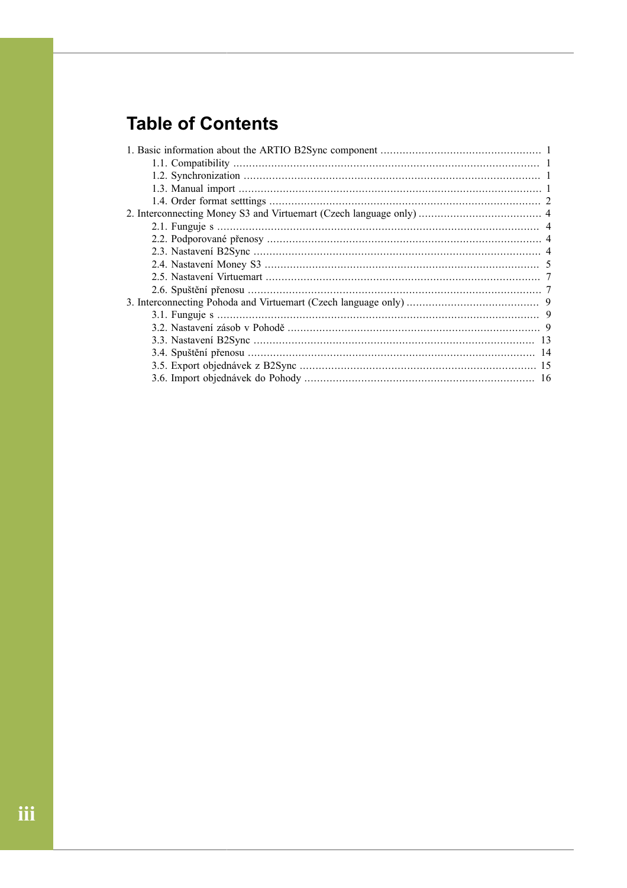# Table of Contents

1. Basic information about the ARTIO B2Sync component ... 1
   - 1.1. Compatibility ... 1
   - 1.2. Synchronization ... 1
   - 1.3. Manual import ... 1
   - 1.4. Order format setttings ... 2
2. Interconnecting Money S3 and Virtuemart (Czech language only) ... 4
   - 2.1. Funguje s ... 4
   - 2.2. Podporované přenosy ... 4
   - 2.3. Nastavení B2Sync ... 4
   - 2.4. Nastavení Money S3 ... 5
   - 2.5. Nastavení Virtuemart ... 7
   - 2.6. Spuštění přenosu ... 7
3. Interconnecting Pohoda and Virtuemart (Czech language only) ... 9
   - 3.1. Funguje s ... 9
   - 3.2. Nastavení zásob v Pohodě ... 9
   - 3.3. Nastavení B2Sync ... 13
   - 3.4. Spuštění přenosu ... 14
   - 3.5. Export objednávek z B2Sync ... 15
   - 3.6. Import objednávek do Pohody ... 16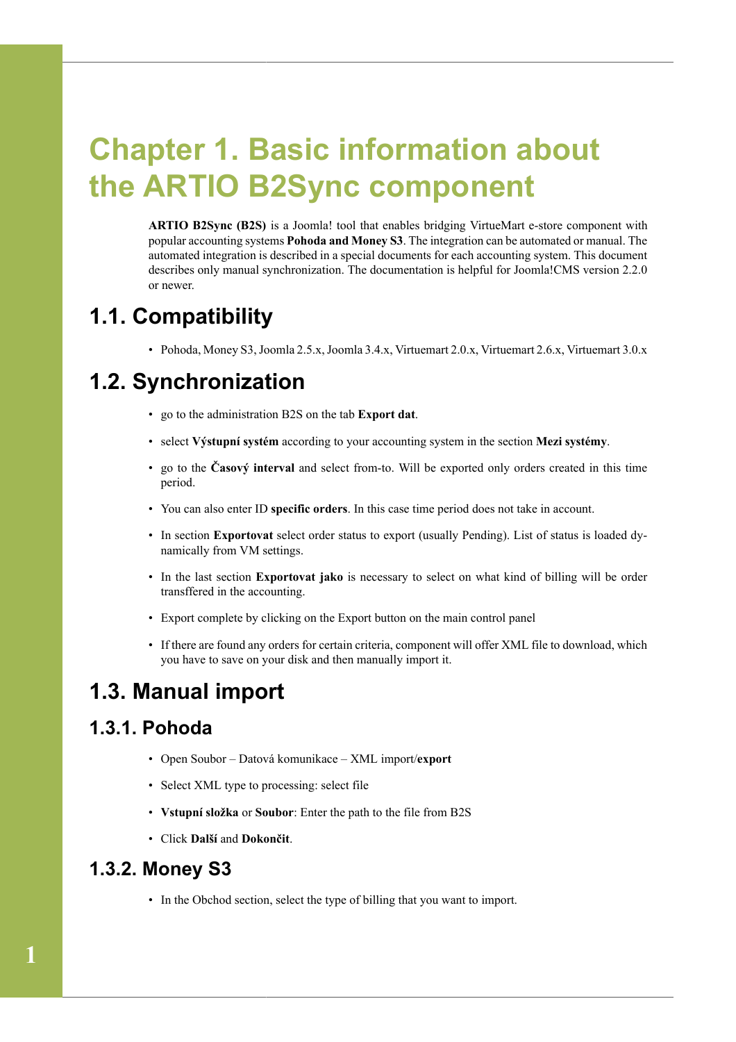# Chapter 1. Basic information about the ARTIO B2Sync component

**ARTIO B2Sync (B2S)** is a Joomla! tool that enables bridging VirtueMart e-store component with popular accounting systems **Pohoda and Money S3**. The integration can be automated or manual. The automated integration is described in a special documents for each accounting system. This document describes only manual synchronization. The documentation is helpful for Joomla!CMS version 2.2.0 or newer.

## 1.1. Compatibility

- Pohoda, Money S3, Joomla 2.5.x, Joomla 3.4.x, Virtuemart 2.0.x, Virtuemart 2.6.x, Virtuemart 3.0.x

## 1.2. Synchronization

- go to the administration B2S on the tab **Export dat**.
- select **Výstupní systém** according to your accounting system in the section **Mezi systémy**.
- go to the **Časový interval** and select from-to. Will be exported only orders created in this time period.
- You can also enter ID **specific orders**. In this case time period does not take in account.
- In section **Exportovat** select order status to export (usually Pending). List of status is loaded dynamically from VM settings.
- In the last section **Exportovat jako** is necessary to select on what kind of billing will be order transffered in the accounting.
- Export complete by clicking on the Export button on the main control panel
- If there are found any orders for certain criteria, component will offer XML file to download, which you have to save on your disk and then manually import it.

## 1.3. Manual import

### 1.3.1. Pohoda

- Open Soubor – Datová komunikace – XML import/**export**
- Select XML type to processing: select file
- **Vstupní složka** or **Soubor**: Enter the path to the file from B2S
- Click **Další** and **Dokončit**.

### 1.3.2. Money S3

- In the Obchod section, select the type of billing that you want to import.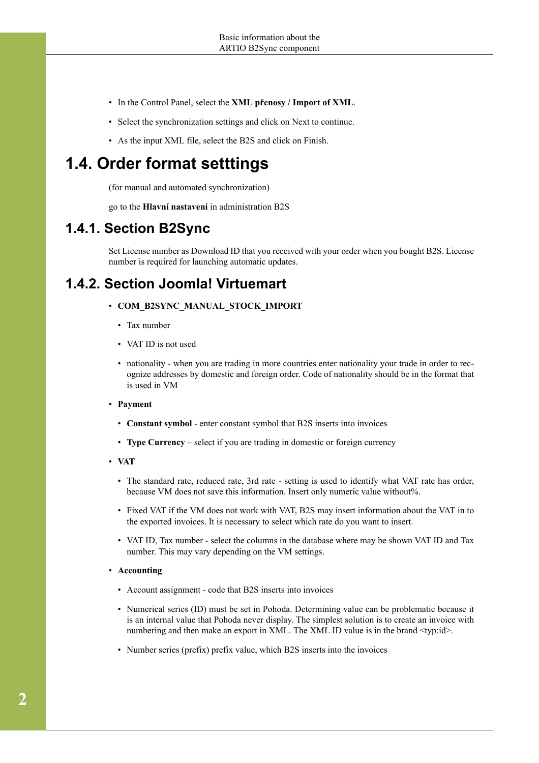- In the Control Panel, select the **XML přenosy / Import of XML**.
- Select the synchronization settings and click on Next to continue.
- As the input XML file, select the B2S and click on Finish.

# 1.4. Order format setttings

(for manual and automated synchronization)

go to the **Hlavní nastavení** in administration B2S

## 1.4.1. Section B2Sync

Set License number as Download ID that you received with your order when you bought B2S. License number is required for launching automatic updates.

## 1.4.2. Section Joomla! Virtuemart

- **COM_B2SYNC_MANUAL_STOCK_IMPORT**
  - Tax number
  - VAT ID is not used
  - nationality - when you are trading in more countries enter nationality your trade in order to recognize addresses by domestic and foreign order. Code of nationality should be in the format that is used in VM
- **Payment**
  - **Constant symbol** - enter constant symbol that B2S inserts into invoices
  - **Type Currency** – select if you are trading in domestic or foreign currency
- **VAT**
  - The standard rate, reduced rate, 3rd rate - setting is used to identify what VAT rate has order, because VM does not save this information. Insert only numeric value without%.
  - Fixed VAT if the VM does not work with VAT, B2S may insert information about the VAT in to the exported invoices. It is necessary to select which rate do you want to insert.
  - VAT ID, Tax number - select the columns in the database where may be shown VAT ID and Tax number. This may vary depending on the VM settings.
- **Accounting**
  - Account assignment - code that B2S inserts into invoices
  - Numerical series (ID) must be set in Pohoda. Determining value can be problematic because it is an internal value that Pohoda never display. The simplest solution is to create an invoice with numbering and then make an export in XML. The XML ID value is in the brand <typ:id>.
  - Number series (prefix) prefix value, which B2S inserts into the invoices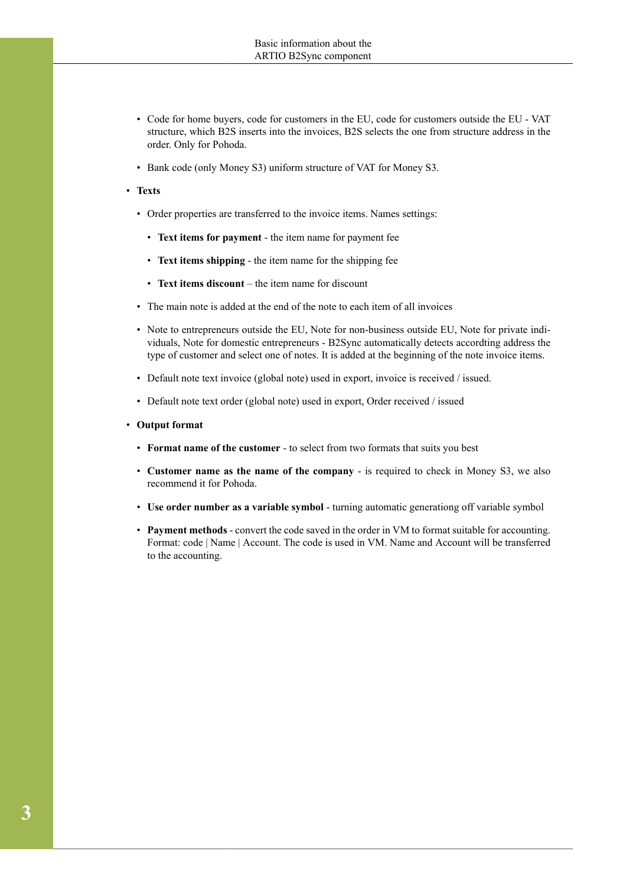- Code for home buyers, code for customers in the EU, code for customers outside the EU - VAT structure, which B2S inserts into the invoices, B2S selects the one from structure address in the order. Only for Pohoda.
- Bank code (only Money S3) uniform structure of VAT for Money S3.

- **Texts**
  - Order properties are transferred to the invoice items. Names settings:
    - **Text items for payment** - the item name for payment fee
    - **Text items shipping** - the item name for the shipping fee
    - **Text items discount** – the item name for discount
  - The main note is added at the end of the note to each item of all invoices
  - Note to entrepreneurs outside the EU, Note for non-business outside EU, Note for private individuals, Note for domestic entrepreneurs - B2Sync automatically detects accordting address the type of customer and select one of notes. It is added at the beginning of the note invoice items.
  - Default note text invoice (global note) used in export, invoice is received / issued.
  - Default note text order (global note) used in export, Order received / issued

- **Output format**
  - **Format name of the customer** - to select from two formats that suits you best
  - **Customer name as the name of the company** - is required to check in Money S3, we also recommend it for Pohoda.
  - **Use order number as a variable symbol** - turning automatic generationg off variable symbol
  - **Payment methods** - convert the code saved in the order in VM to format suitable for accounting. Format: code | Name | Account. The code is used in VM. Name and Account will be transferred to the accounting.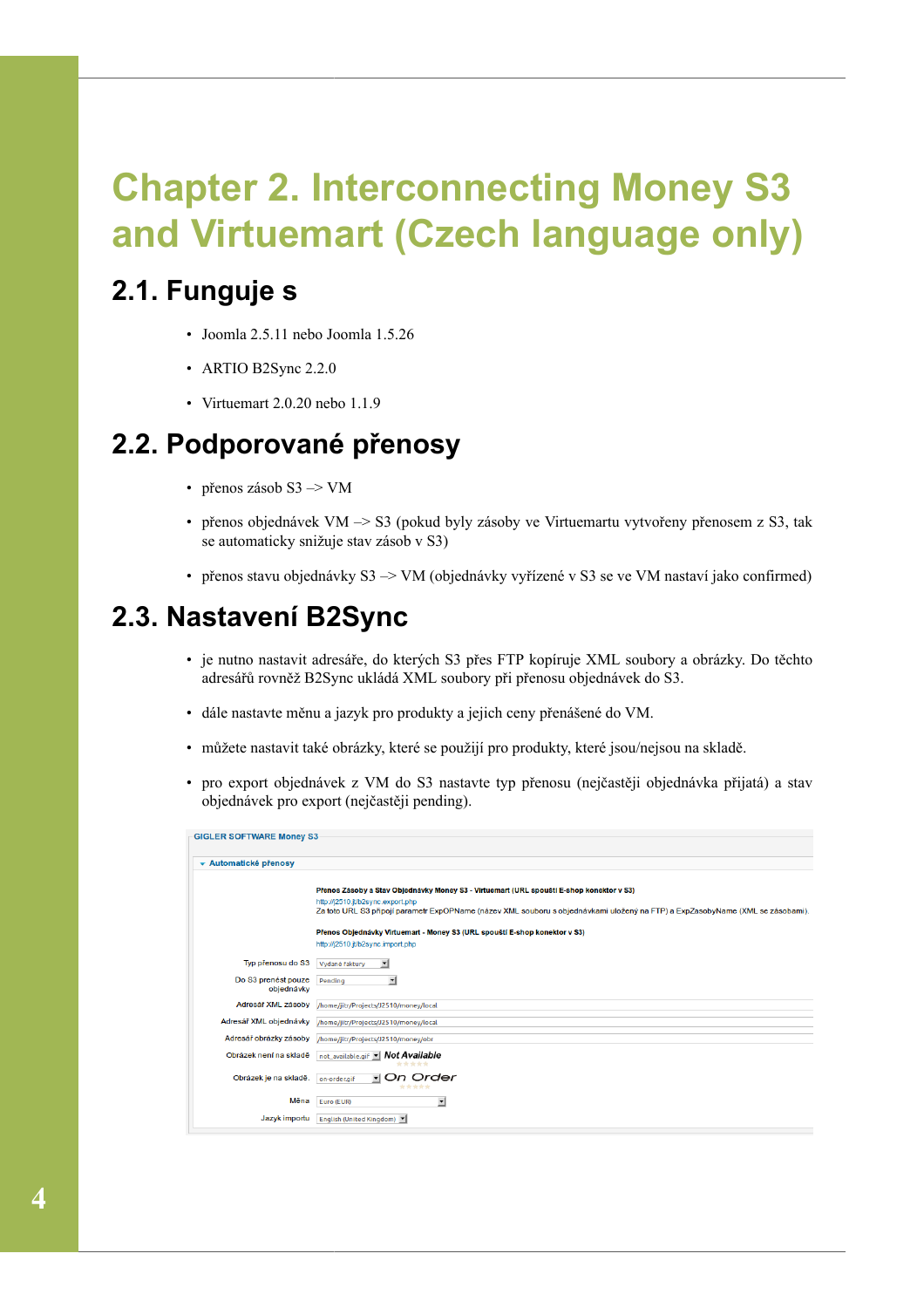# Chapter 2. Interconnecting Money S3 and Virtuemart (Czech language only)

## 2.1. Funguje s

- Joomla 2.5.11 nebo Joomla 1.5.26
- ARTIO B2Sync 2.2.0
- Virtuemart 2.0.20 nebo 1.1.9

## 2.2. Podporované přenosy

- přenos zásob S3 –> VM
- přenos objednávek VM –> S3 (pokud byly zásoby ve Virtuemartu vytvořeny přenosem z S3, tak se automaticky snižuje stav zásob v S3)
- přenos stavu objednávky S3 –> VM (objednávky vyřízené v S3 se ve VM nastaví jako confirmed)

## 2.3. Nastavení B2Sync

- je nutno nastavit adresáře, do kterých S3 přes FTP kopíruje XML soubory a obrázky. Do těchto adresářů rovněž B2Sync ukládá XML soubory při přenosu objednávek do S3.
- dále nastavte měnu a jazyk pro produkty a jejich ceny přenášené do VM.
- můžete nastavit také obrázky, které se použijí pro produkty, které jsou/nejsou na skladě.
- pro export objednávek z VM do S3 nastavte typ přenosu (nejčastěji objednávka přijatá) a stav objednávek pro export (nejčastěji pending).

GIGLER SOFTWARE Money S3

Automatické přenosy

**Přenos Zásoby a Stav Objednávky Money S3 - Virtuemart (URL spouští E-shop konektor v S3)**
http://j2510/b2sync.export.php
Za toto URL S3 připojí parametr ExpOPName (název XML souboru s objednávkami uložený na FTP) a ExpZasobyName (XML se zásobami).

**Přenos Objednávky Virtuemart - Money S3 (URL spouští E-shop konektor v S3)**
http://j2510/b2sync.import.php

| | |
|---|---|
| Typ přenosu do S3 | Vydané faktury |
| Do S3 prenést pouze objednávky | Pending |
| Adresář XML zásoby | /home/jitr/Projects/J2510/money/local |
| Adresář XML objednávky | /home/jitr/Projects/J2510/money/local |
| Adresář obrázky zásoby | /home/jitr/Projects/J2510/money/obr |
| Obrázek není na skladě | not_available.gif — Not Available |
| Obrázek je na skladě | on-order.gif — On Order |
| Měna | Euro (EUR) |
| Jazyk importu | English (United Kingdom) |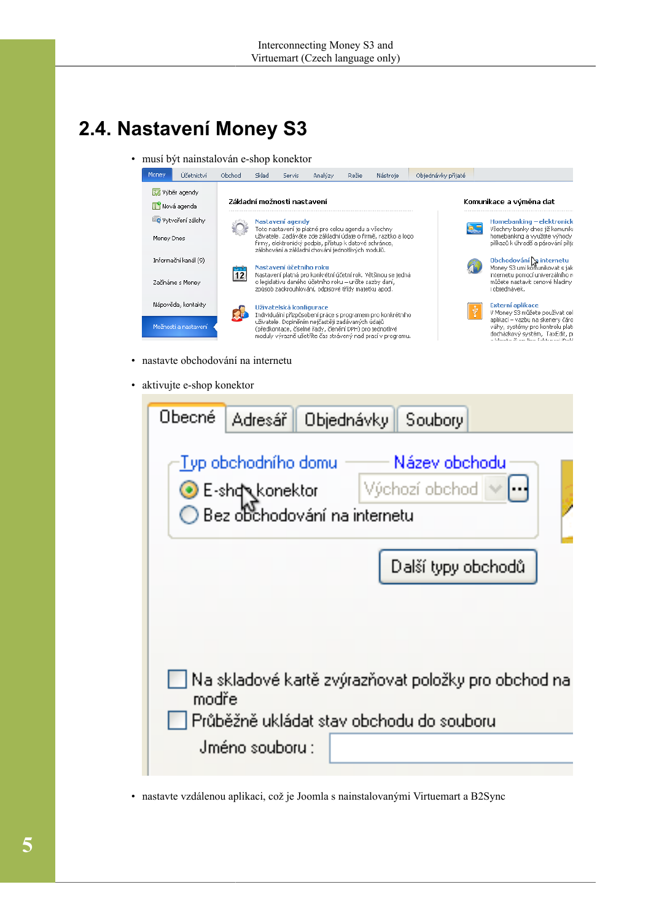## 2.4. Nastavení Money S3

- musí být nainstalován e-shop konektor
- nastavte obchodování na internetu
- aktivujte e-shop konektor
- nastavte vzdálenou aplikaci, což je Joomla s nainstalovanými Virtuemart a B2Sync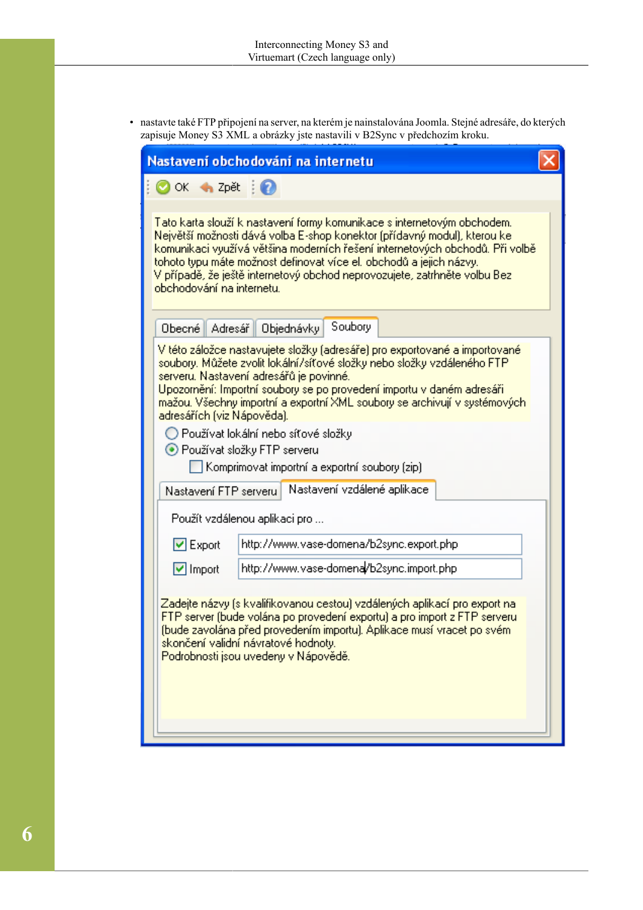- nastavte také FTP připojení na server, na kterém je nainstalována Joomla. Stejné adresáře, do kterých zapisuje Money S3 XML a obrázky jste nastavili v B2Sync v předchozím kroku.

**Nastavení obchodování na internetu**

OK | Zpět | ?

Tato karta slouží k nastavení formy komunikace s internetovým obchodem. Největší možnosti dává volba E-shop konektor (přídavný modul), kterou ke komunikaci využívá většina moderních řešení internetových obchodů. Při volbě tohoto typu máte možnost definovat více el. obchodů a jejich názvy.
V případě, že ještě internetový obchod neprovozujete, zatrhněte volbu Bez obchodování na internetu.

Obecné | Adresář | Objednávky | **Soubory**

V této záložce nastavujete složky (adresáře) pro exportované a importované soubory. Můžete zvolit lokální/síťové složky nebo složky vzdáleného FTP serveru. Nastavení adresářů je povinné.
Upozornění: Importní soubory se po provedení importu v daném adresáři mažou. Všechny importní a exportní XML soubory se archivují v systémových adresářích (viz Nápověda).

- ( ) Používat lokální nebo síťové složky
- (•) Používat složky FTP serveru
  - [ ] Komprimovat importní a exportní soubory (zip)

Nastavení FTP serveru | **Nastavení vzdálené aplikace**

Použít vzdálenou aplikaci pro ...

- [x] Export: http://www.vase-domena/b2sync.export.php
- [x] Import: http://www.vase-domena/b2sync.import.php

Zadejte názvy (s kvalifikovanou cestou) vzdálených aplikací pro export na FTP server (bude volána po provedení exportu) a pro import z FTP serveru (bude zavolána před provedením importu). Aplikace musí vracet po svém skončení validní návratové hodnoty.
Podrobnosti jsou uvedeny v Nápovědě.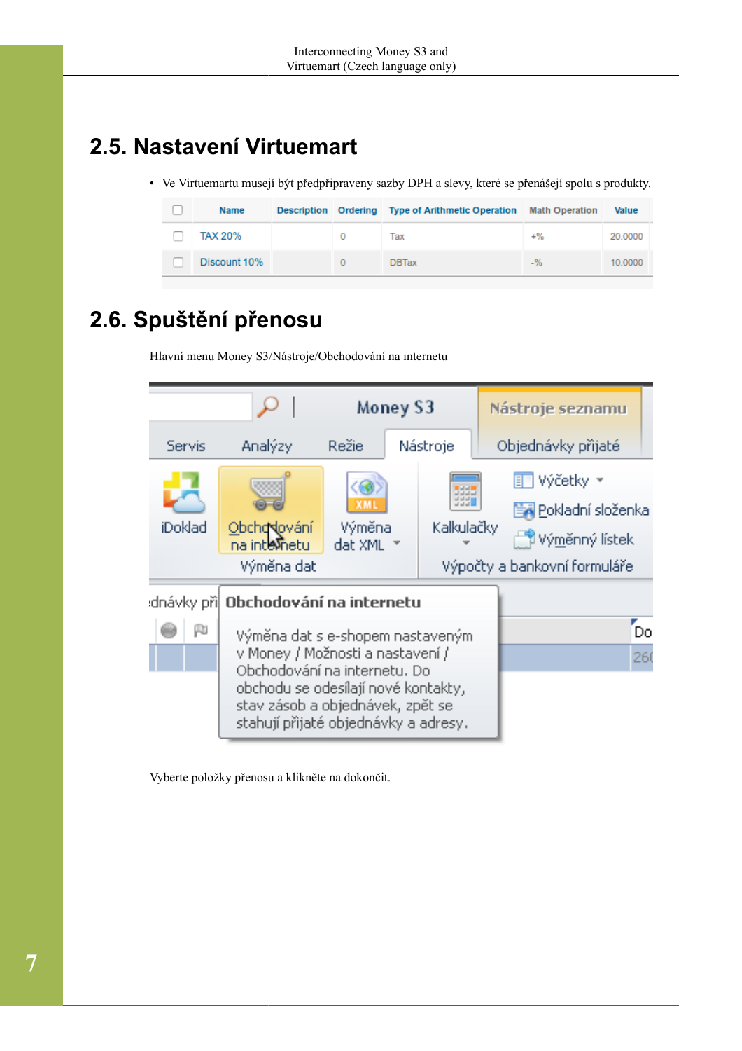## 2.5. Nastavení Virtuemart

- Ve Virtuemartu musejí být předpřipraveny sazby DPH a slevy, které se přenášejí spolu s produkty.

| | Name | Description | Ordering | Type of Arithmetic Operation | Math Operation | Value |
|---|---|---|---|---|---|---|
| ☐ | TAX 20% | | 0 | Tax | +% | 20.0000 |
| ☐ | Discount 10% | | 0 | DBTax | -% | 10.0000 |

## 2.6. Spuštění přenosu

Hlavní menu Money S3/Nástroje/Obchodování na internetu

Vyberte položky přenosu a klikněte na dokončit.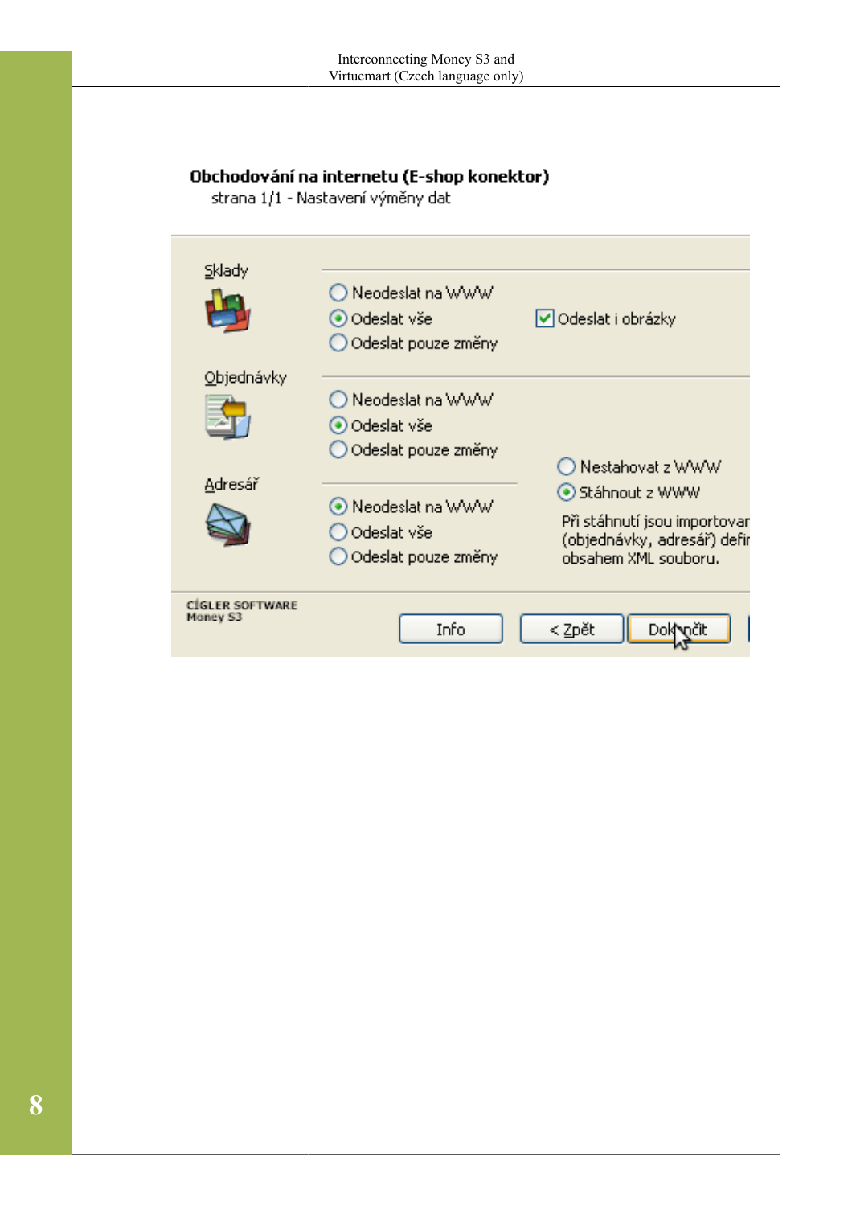**Obchodování na internetu (E-shop konektor)**
strana 1/1 - Nastavení výměny dat

Sklady

- Neodeslat na WWW
- Odeslat vše
- Odeslat pouze změny

Odeslat i obrázky

Objednávky

- Neodeslat na WWW
- Odeslat vše
- Odeslat pouze změny

Adresář

- Neodeslat na WWW
- Odeslat vše
- Odeslat pouze změny

- Nestahovat z WWW
- Stáhnout z WWW

Při stáhnutí jsou importovan (objednávky, adresář) defir obsahem XML souboru.

CÍGLER SOFTWARE
Money S3

Info | < Zpět | Dokončit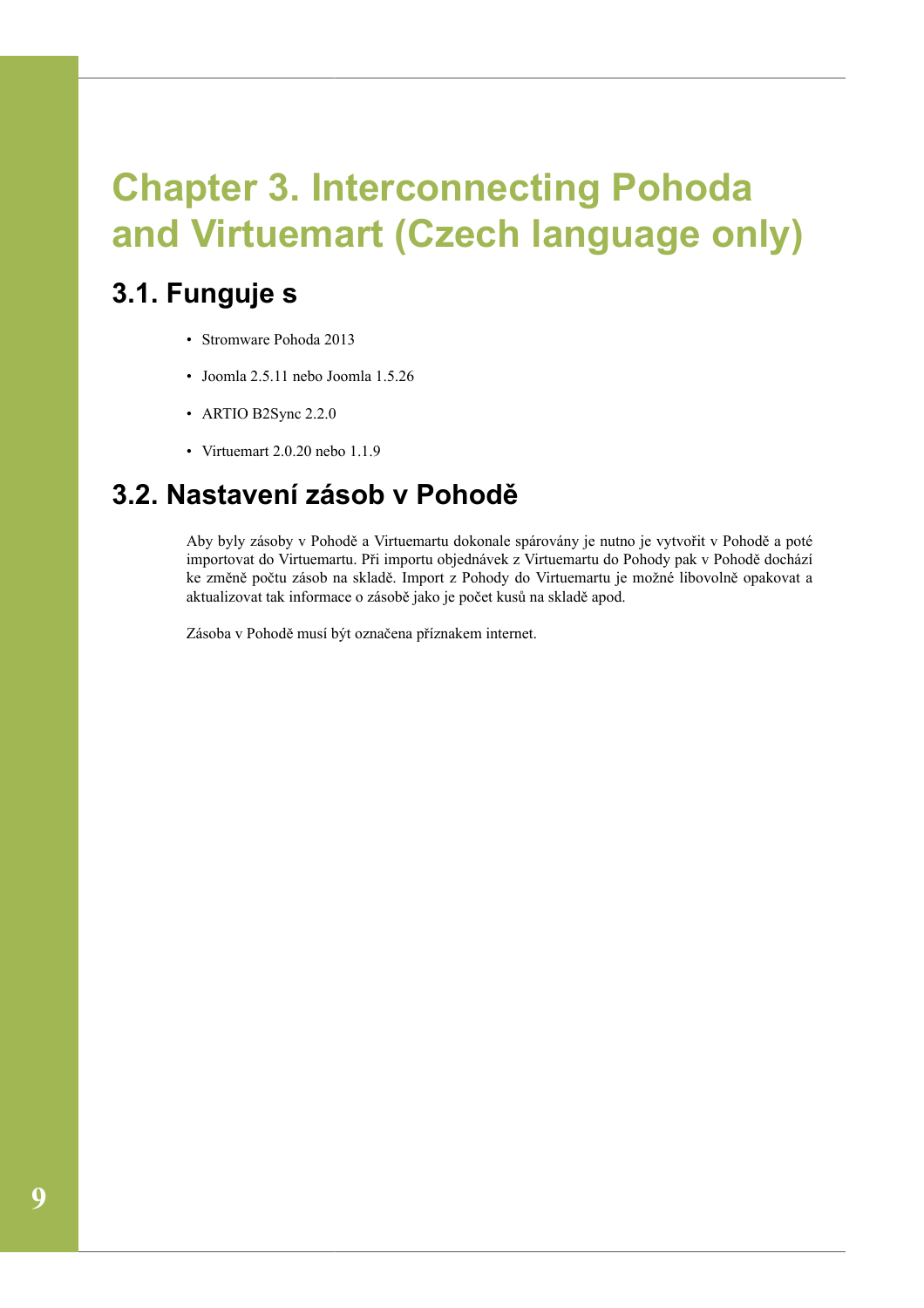# Chapter 3. Interconnecting Pohoda and Virtuemart (Czech language only)

## 3.1. Funguje s

- Stromware Pohoda 2013
- Joomla 2.5.11 nebo Joomla 1.5.26
- ARTIO B2Sync 2.2.0
- Virtuemart 2.0.20 nebo 1.1.9

## 3.2. Nastavení zásob v Pohodě

Aby byly zásoby v Pohodě a Virtuemartu dokonale spárovány je nutno je vytvořit v Pohodě a poté importovat do Virtuemartu. Při importu objednávek z Virtuemartu do Pohody pak v Pohodě dochází ke změně počtu zásob na skladě. Import z Pohody do Virtuemartu je možné libovolně opakovat a aktualizovat tak informace o zásobě jako je počet kusů na skladě apod.

Zásoba v Pohodě musí být označena příznakem internet.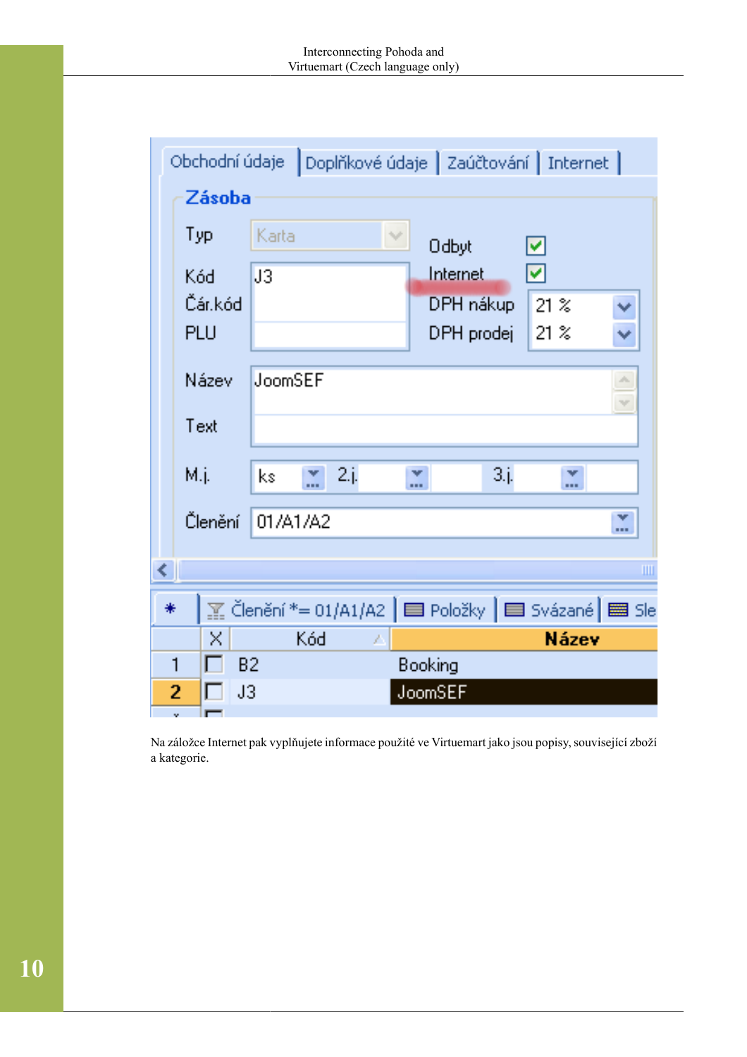Na záložce Internet pak vyplňujete informace použité ve Virtuemart jako jsou popisy, související zboží a kategorie.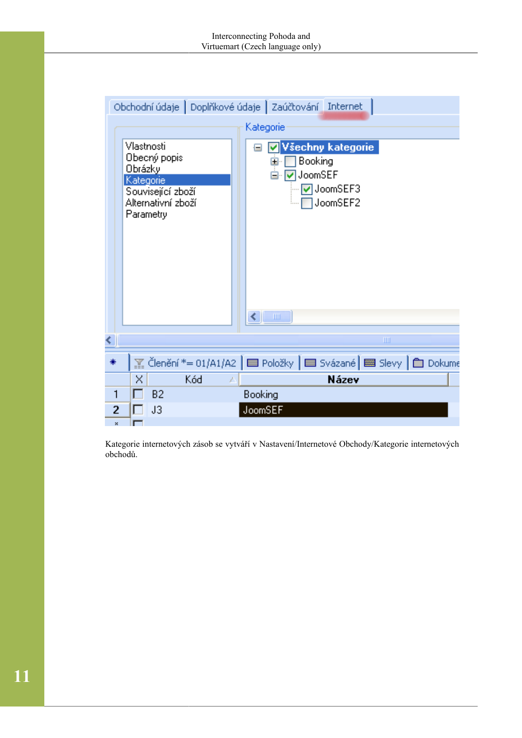Kategorie internetových zásob se vytváří v Nastavení/Internetové Obchody/Kategorie internetových obchodů.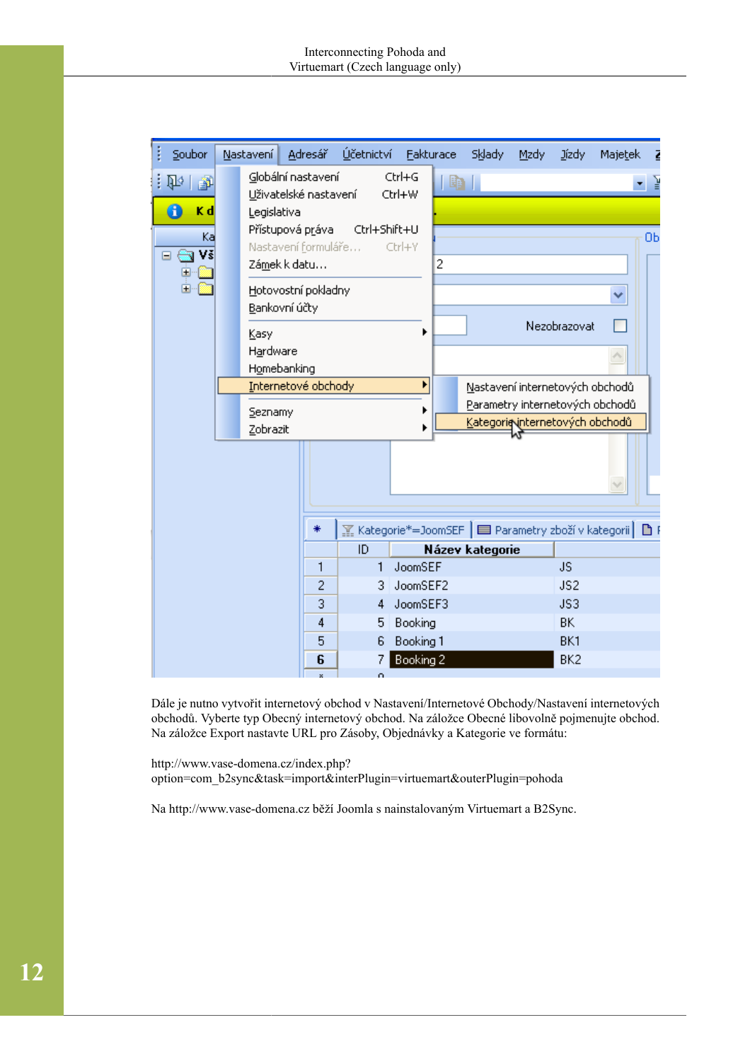Dále je nutno vytvořit internetový obchod v Nastavení/Internetové Obchody/Nastavení internetových obchodů. Vyberte typ Obecný internetový obchod. Na záložce Obecné libovolně pojmenujte obchod. Na záložce Export nastavte URL pro Zásoby, Objednávky a Kategorie ve formátu:

http://www.vase-domena.cz/index.php?option=com_b2sync&task=import&interPlugin=virtuemart&outerPlugin=pohoda

Na http://www.vase-domena.cz běží Joomla s nainstalovaným Virtuemart a B2Sync.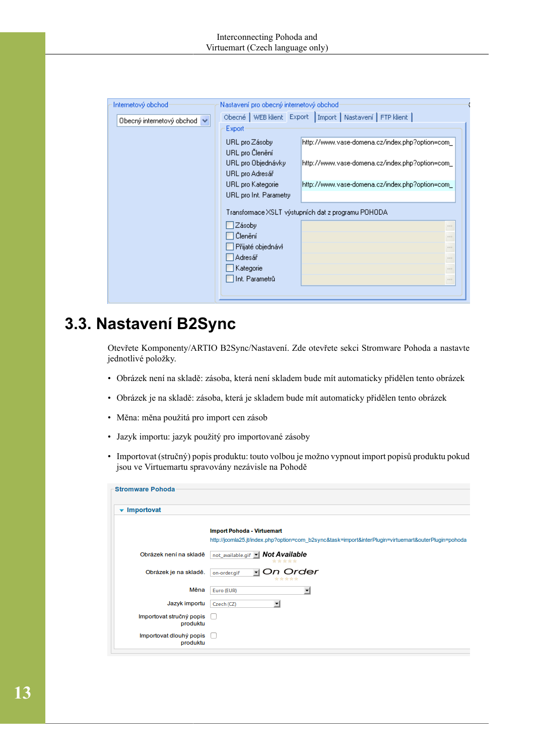## 3.3. Nastavení B2Sync

Otevřete Komponenty/ARTIO B2Sync/Nastavení. Zde otevřete sekci Stromware Pohoda a nastavte jednotlivé položky.

- Obrázek není na skladě: zásoba, která není skladem bude mít automaticky přidělen tento obrázek
- Obrázek je na skladě: zásoba, která je skladem bude mít automaticky přidělen tento obrázek
- Měna: měna použitá pro import cen zásob
- Jazyk importu: jazyk použitý pro importované zásoby
- Importovat (stručný) popis produktu: touto volbou je možno vypnout import popisů produktu pokud jsou ve Virtuemartu spravovány nezávisle na Pohodě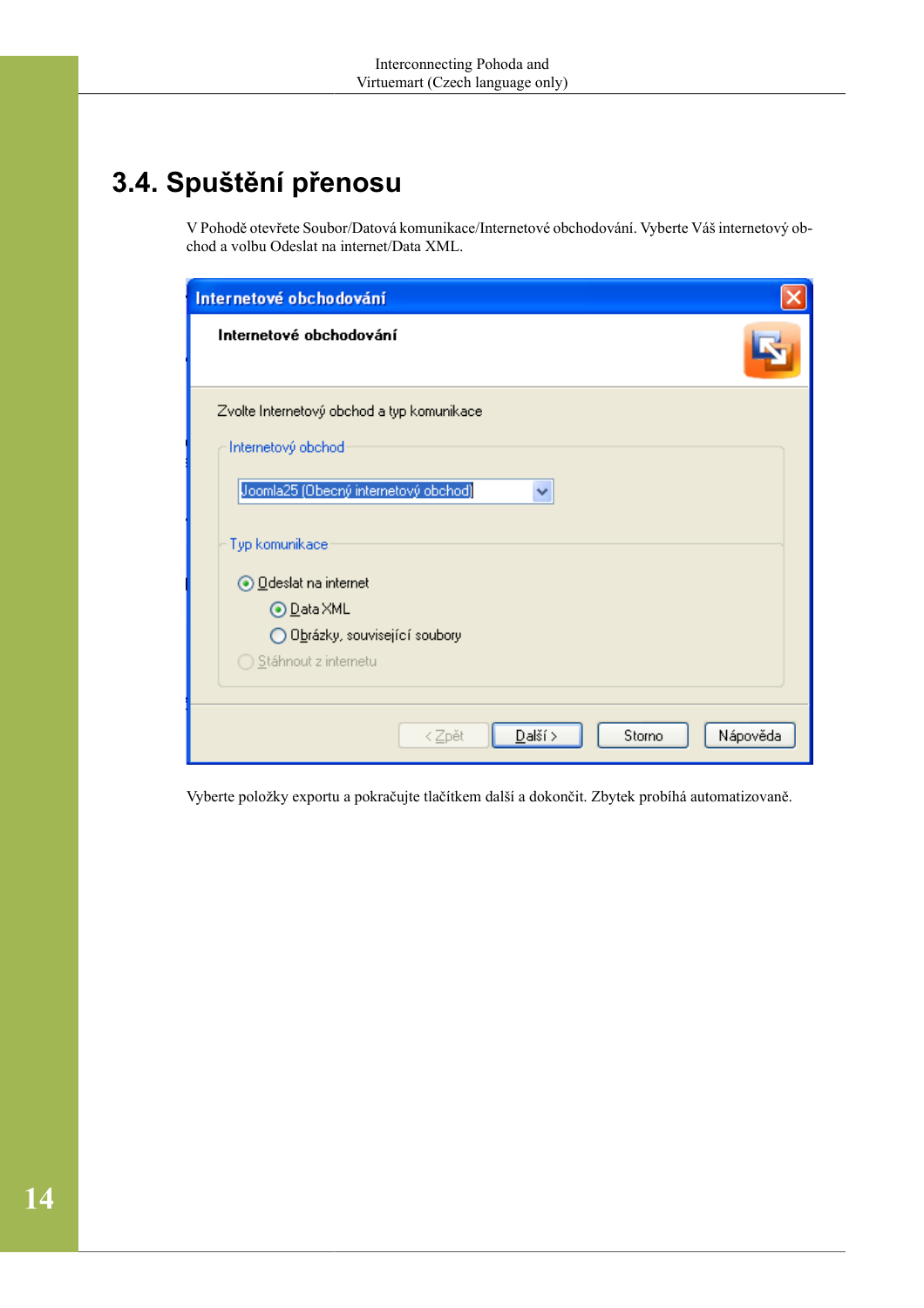## 3.4. Spuštění přenosu

V Pohodě otevřete Soubor/Datová komunikace/Internetové obchodování. Vyberte Váš internetový obchod a volbu Odeslat na internet/Data XML.

Vyberte položky exportu a pokračujte tlačítkem další a dokončit. Zbytek probíhá automatizovaně.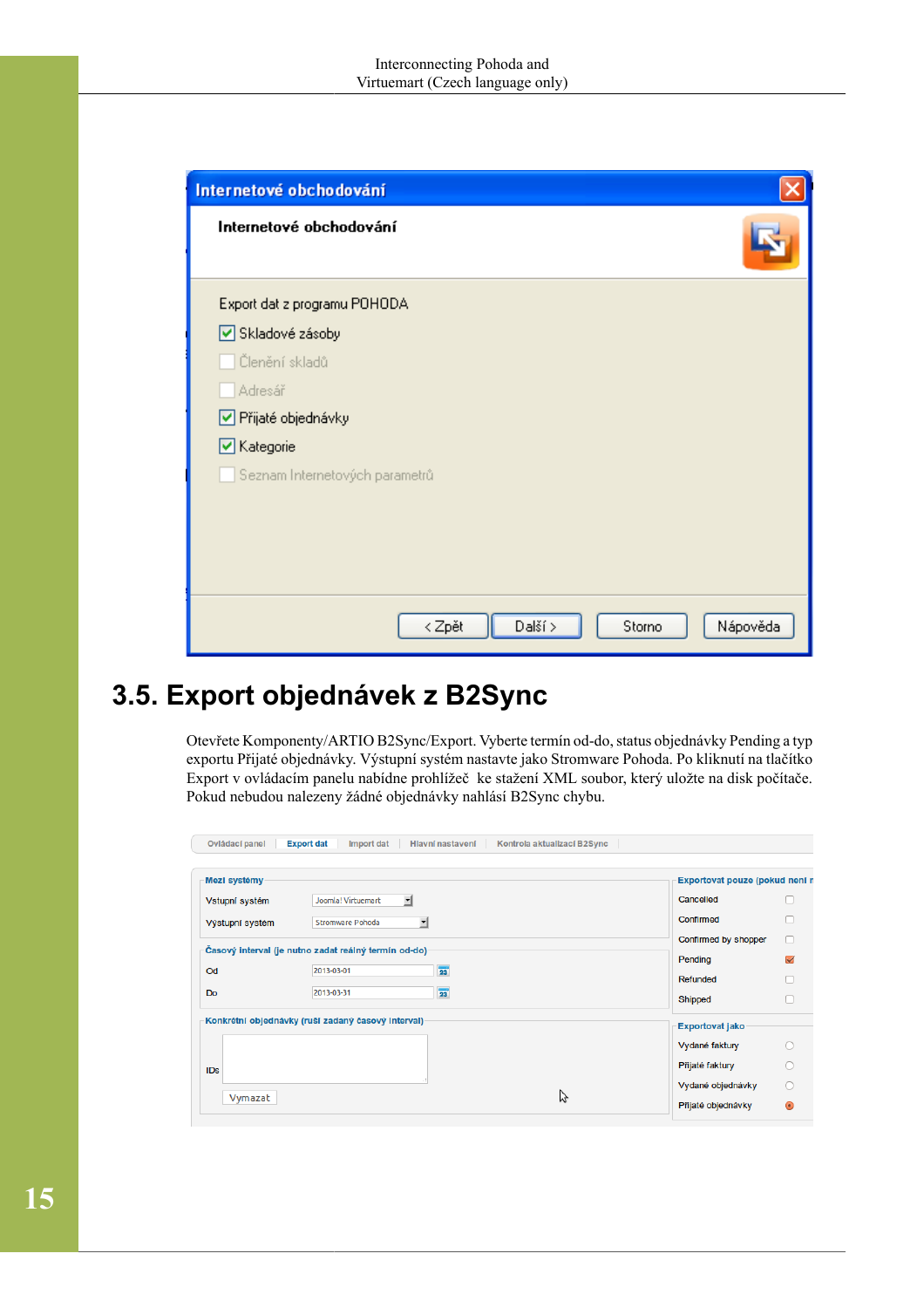## 3.5. Export objednávek z B2Sync

Otevřete Komponenty/ARTIO B2Sync/Export. Vyberte termín od-do, status objednávky Pending a typ exportu Přijaté objednávky. Výstupní systém nastavte jako Stromware Pohoda. Po kliknutí na tlačítko Export v ovládacím panelu nabídne prohlížeč ke stažení XML soubor, který uložte na disk počítače. Pokud nebudou nalezeny žádné objednávky nahlásí B2Sync chybu.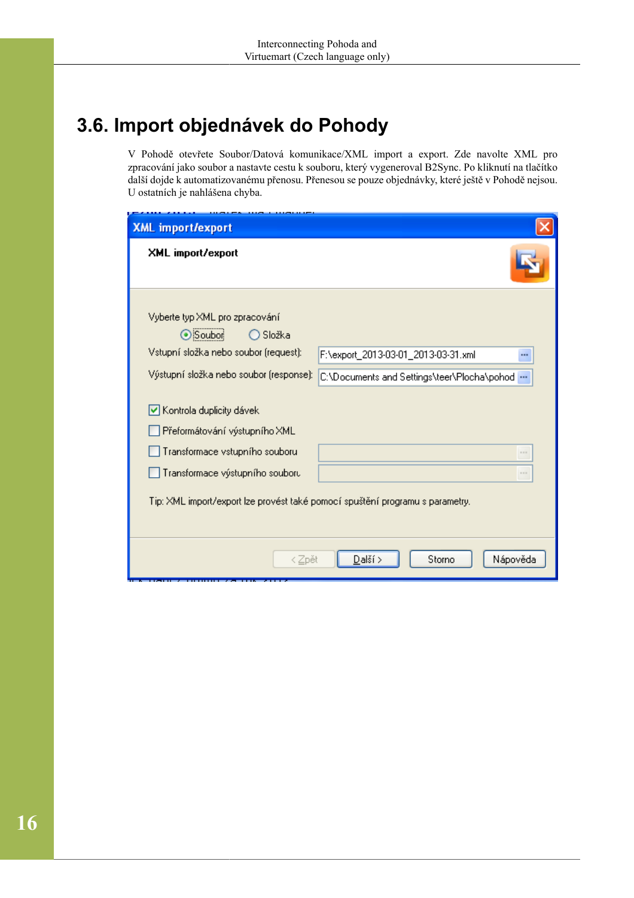## 3.6. Import objednávek do Pohody

V Pohodě otevřete Soubor/Datová komunikace/XML import a export. Zde navolte XML pro zpracování jako soubor a nastavte cestu k souboru, který vygeneroval B2Sync. Po kliknutí na tlačítko další dojde k automatizovanému přenosu. Přenesou se pouze objednávky, které ještě v Pohodě nejsou. U ostatních je nahlášena chyba.